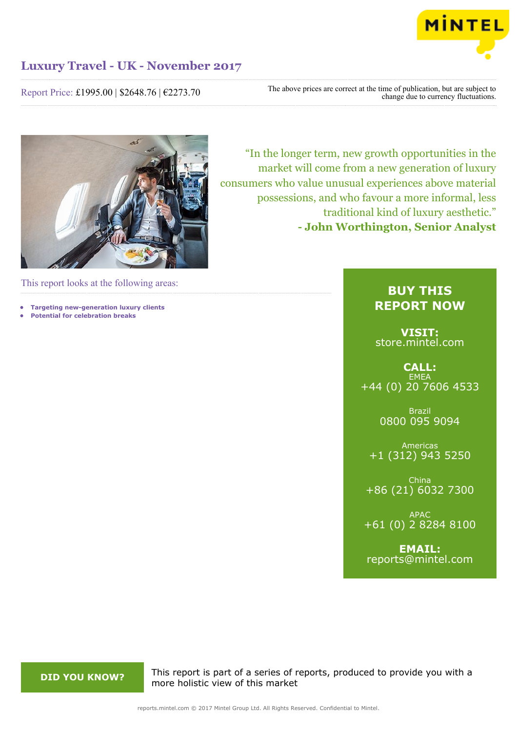# Luxury Travel - UK - November 2017

Report Price: £1995.00 | $2648.76 | €2273.70

The above prices are correct at the time of publication, but are subject to change due to currency fluctuations.

"In the longer term, new growth opportunities in the market will come from a new generation of luxury consumers who value unusual experiences above material possessions, and who favour a more informal, less traditional kind of luxury aesthetic."

**- John Worthington, Senior Analyst**

This report looks at the following areas:

- **Targeting new-generation luxury clients**
- **Potential for celebration breaks**

**BUY THIS REPORT NOW**

**VISIT:**
store.mintel.com

**CALL:**

EMEA
+44 (0) 20 7606 4533

Brazil
0800 095 9094

Americas
+1 (312) 943 5250

China
+86 (21) 6032 7300

APAC
+61 (0) 2 8284 8100

**EMAIL:**
reports@mintel.com

**DID YOU KNOW?**

This report is part of a series of reports, produced to provide you with a more holistic view of this market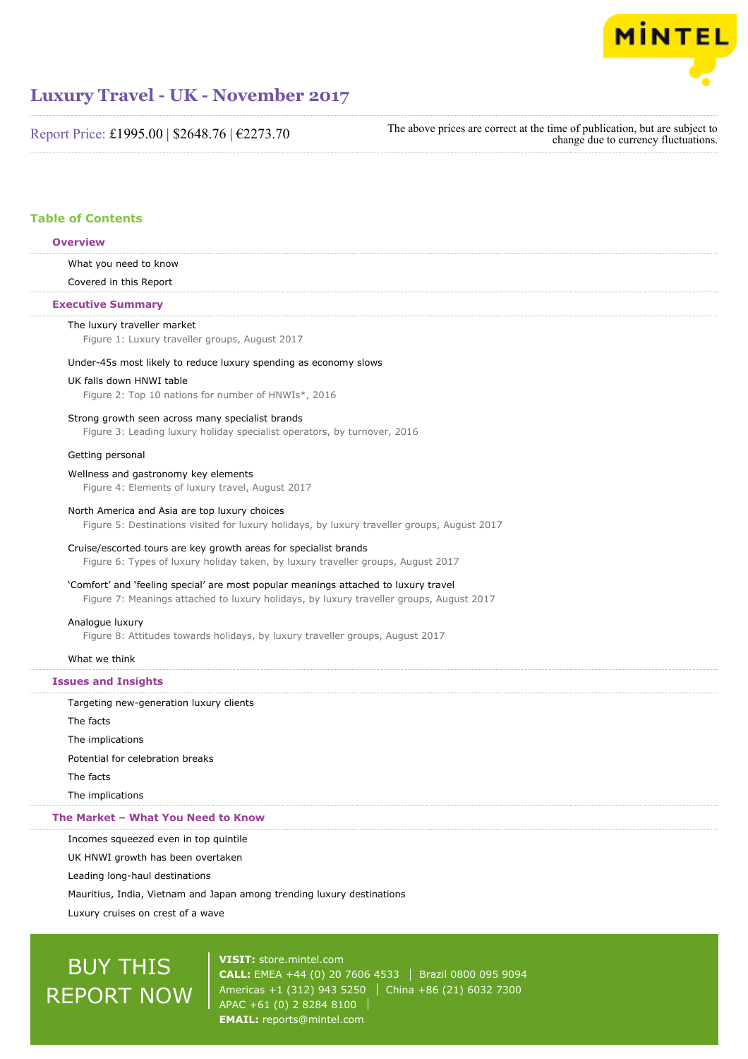# Luxury Travel - UK - November 2017

Report Price: £1995.00 | $2648.76 | €2273.70

The above prices are correct at the time of publication, but are subject to change due to currency fluctuations.

## Table of Contents

### Overview

What you need to know

Covered in this Report

### Executive Summary

The luxury traveller market
- Figure 1: Luxury traveller groups, August 2017

Under-45s most likely to reduce luxury spending as economy slows

UK falls down HNWI table
- Figure 2: Top 10 nations for number of HNWIs*, 2016

Strong growth seen across many specialist brands
- Figure 3: Leading luxury holiday specialist operators, by turnover, 2016

Getting personal

Wellness and gastronomy key elements
- Figure 4: Elements of luxury travel, August 2017

North America and Asia are top luxury choices
- Figure 5: Destinations visited for luxury holidays, by luxury traveller groups, August 2017

Cruise/escorted tours are key growth areas for specialist brands
- Figure 6: Types of luxury holiday taken, by luxury traveller groups, August 2017

'Comfort' and 'feeling special' are most popular meanings attached to luxury travel
- Figure 7: Meanings attached to luxury holidays, by luxury traveller groups, August 2017

Analogue luxury
- Figure 8: Attitudes towards holidays, by luxury traveller groups, August 2017

What we think

### Issues and Insights

Targeting new-generation luxury clients

The facts

The implications

Potential for celebration breaks

The facts

The implications

### The Market – What You Need to Know

Incomes squeezed even in top quintile

UK HNWI growth has been overtaken

Leading long-haul destinations

Mauritius, India, Vietnam and Japan among trending luxury destinations

Luxury cruises on crest of a wave

BUY THIS REPORT NOW

**VISIT:** store.mintel.com
**CALL:** EMEA +44 (0) 20 7606 4533 | Brazil 0800 095 9094
Americas +1 (312) 943 5250 | China +86 (21) 6032 7300
APAC +61 (0) 2 8284 8100
**EMAIL:** reports@mintel.com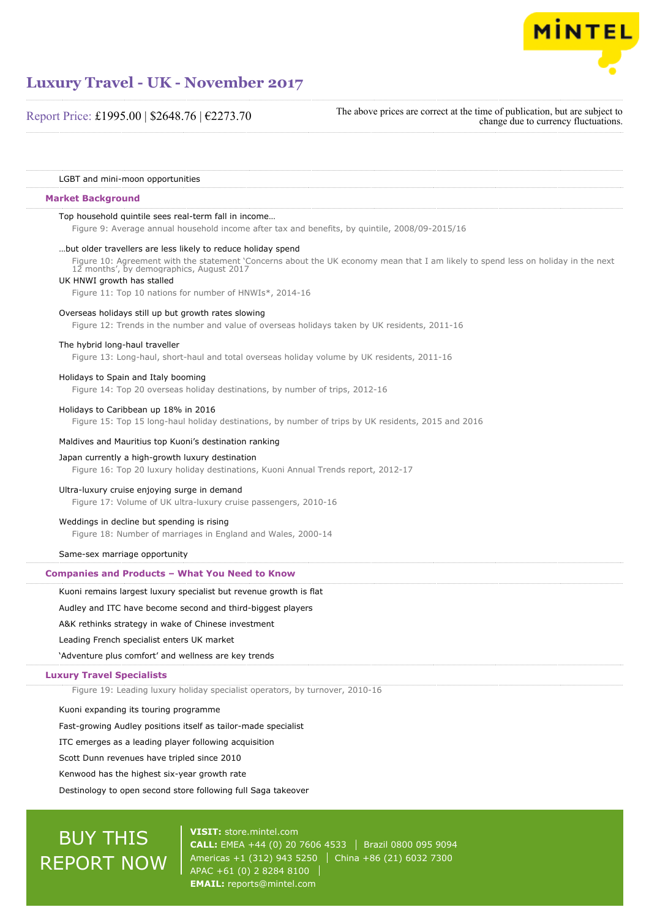LGBT and mini-moon opportunities

## Market Background

Top household quintile sees real-term fall in income…

Figure 9: Average annual household income after tax and benefits, by quintile, 2008/09-2015/16

…but older travellers are less likely to reduce holiday spend

Figure 10: Agreement with the statement 'Concerns about the UK economy mean that I am likely to spend less on holiday in the next 12 months', by demographics, August 2017

UK HNWI growth has stalled

Figure 11: Top 10 nations for number of HNWIs*, 2014-16

Overseas holidays still up but growth rates slowing

Figure 12: Trends in the number and value of overseas holidays taken by UK residents, 2011-16

The hybrid long-haul traveller

Figure 13: Long-haul, short-haul and total overseas holiday volume by UK residents, 2011-16

Holidays to Spain and Italy booming

Figure 14: Top 20 overseas holiday destinations, by number of trips, 2012-16

Holidays to Caribbean up 18% in 2016

Figure 15: Top 15 long-haul holiday destinations, by number of trips by UK residents, 2015 and 2016

Maldives and Mauritius top Kuoni's destination ranking

Japan currently a high-growth luxury destination

Figure 16: Top 20 luxury holiday destinations, Kuoni Annual Trends report, 2012-17

Ultra-luxury cruise enjoying surge in demand

Figure 17: Volume of UK ultra-luxury cruise passengers, 2010-16

Weddings in decline but spending is rising

Figure 18: Number of marriages in England and Wales, 2000-14

Same-sex marriage opportunity

## Companies and Products – What You Need to Know

Kuoni remains largest luxury specialist but revenue growth is flat

Audley and ITC have become second and third-biggest players

A&K rethinks strategy in wake of Chinese investment

Leading French specialist enters UK market

'Adventure plus comfort' and wellness are key trends

## Luxury Travel Specialists

Figure 19: Leading luxury holiday specialist operators, by turnover, 2010-16

Kuoni expanding its touring programme

Fast-growing Audley positions itself as tailor-made specialist

ITC emerges as a leading player following acquisition

Scott Dunn revenues have tripled since 2010

Kenwood has the highest six-year growth rate

Destinology to open second store following full Saga takeover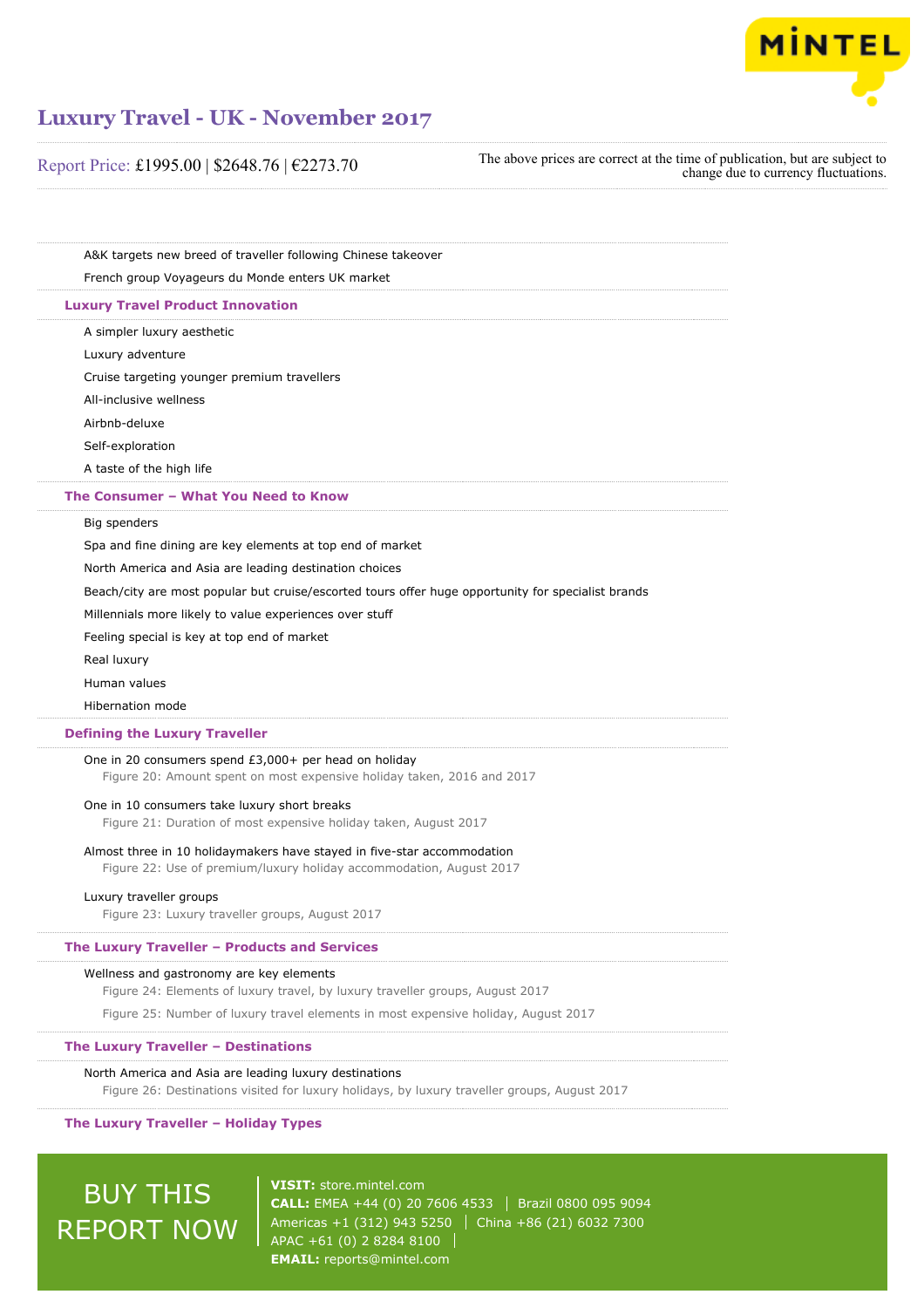A&K targets new breed of traveller following Chinese takeover

French group Voyageurs du Monde enters UK market

## Luxury Travel Product Innovation

A simpler luxury aesthetic

Luxury adventure

Cruise targeting younger premium travellers

All-inclusive wellness

Airbnb-deluxe

Self-exploration

A taste of the high life

## The Consumer – What You Need to Know

Big spenders

Spa and fine dining are key elements at top end of market

North America and Asia are leading destination choices

Beach/city are most popular but cruise/escorted tours offer huge opportunity for specialist brands

Millennials more likely to value experiences over stuff

Feeling special is key at top end of market

Real luxury

Human values

Hibernation mode

## Defining the Luxury Traveller

One in 20 consumers spend £3,000+ per head on holiday

Figure 20: Amount spent on most expensive holiday taken, 2016 and 2017

One in 10 consumers take luxury short breaks

Figure 21: Duration of most expensive holiday taken, August 2017

Almost three in 10 holidaymakers have stayed in five-star accommodation

Figure 22: Use of premium/luxury holiday accommodation, August 2017

Luxury traveller groups

Figure 23: Luxury traveller groups, August 2017

## The Luxury Traveller – Products and Services

Wellness and gastronomy are key elements

Figure 24: Elements of luxury travel, by luxury traveller groups, August 2017

Figure 25: Number of luxury travel elements in most expensive holiday, August 2017

## The Luxury Traveller – Destinations

North America and Asia are leading luxury destinations

Figure 26: Destinations visited for luxury holidays, by luxury traveller groups, August 2017

## The Luxury Traveller – Holiday Types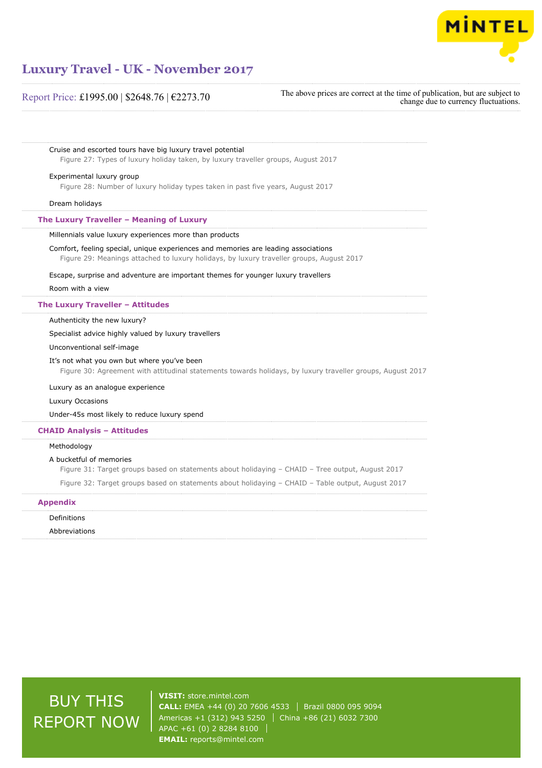Cruise and escorted tours have big luxury travel potential

Figure 27: Types of luxury holiday taken, by luxury traveller groups, August 2017

Experimental luxury group

Figure 28: Number of luxury holiday types taken in past five years, August 2017

Dream holidays

### The Luxury Traveller – Meaning of Luxury

Millennials value luxury experiences more than products

Comfort, feeling special, unique experiences and memories are leading associations

Figure 29: Meanings attached to luxury holidays, by luxury traveller groups, August 2017

Escape, surprise and adventure are important themes for younger luxury travellers

Room with a view

### The Luxury Traveller – Attitudes

Authenticity the new luxury?

Specialist advice highly valued by luxury travellers

Unconventional self-image

It's not what you own but where you've been

Figure 30: Agreement with attitudinal statements towards holidays, by luxury traveller groups, August 2017

Luxury as an analogue experience

Luxury Occasions

Under-45s most likely to reduce luxury spend

### CHAID Analysis – Attitudes

Methodology

A bucketful of memories

Figure 31: Target groups based on statements about holidaying – CHAID – Tree output, August 2017

Figure 32: Target groups based on statements about holidaying – CHAID – Table output, August 2017

### Appendix

Definitions

Abbreviations